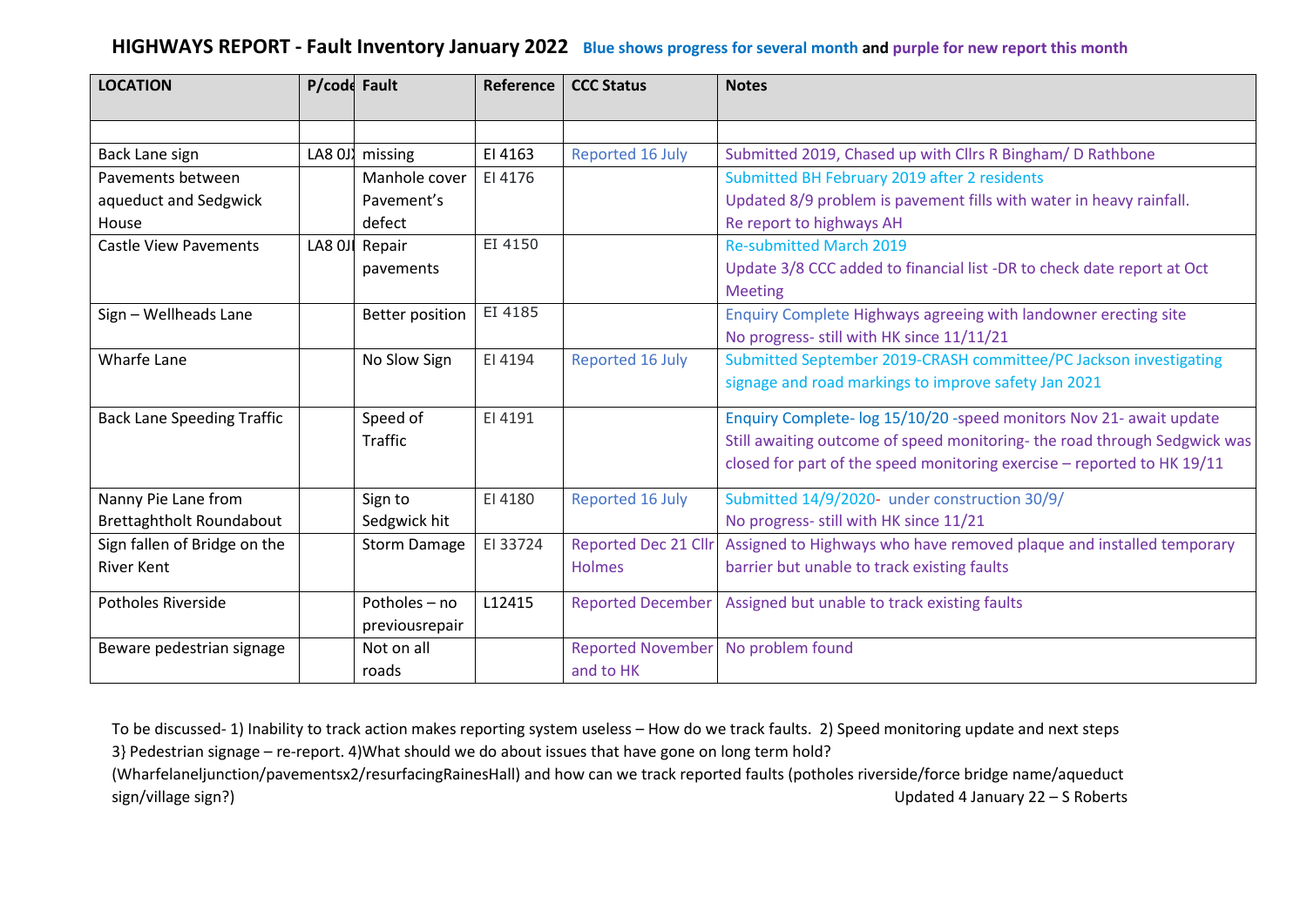# HIGHWAYS REPORT - Fault Inventory January 2022

**Blue shows progress for several month** and **purple for new report this month**

| LOCATION | P/code | Fault | Reference | CCC Status | Notes |
|---|---|---|---|---|---|
| | | | | | |
| Back Lane sign | LA8 0J | missing | EI 4163 | Reported 16 July | Submitted 2019, Chased up with Cllrs R Bingham/ D Rathbone |
| Pavements between aqueduct and Sedgwick House | | Manhole cover Pavement's defect | EI 4176 | | Submitted BH February 2019 after 2 residents<br>Updated 8/9 problem is pavement fills with water in heavy rainfall.<br>Re report to highways AH |
| Castle View Pavements | LA8 0J | Repair pavements | EI 4150 | | Re-submitted March 2019<br>Update 3/8 CCC added to financial list -DR to check date report at Oct Meeting |
| Sign – Wellheads Lane | | Better position | EI 4185 | | Enquiry Complete Highways agreeing with landowner erecting site<br>No progress- still with HK since 11/11/21 |
| Wharfe Lane | | No Slow Sign | EI 4194 | Reported 16 July | Submitted September 2019-CRASH committee/PC Jackson investigating signage and road markings to improve safety Jan 2021 |
| Back Lane Speeding Traffic | | Speed of Traffic | EI 4191 | | Enquiry Complete- log 15/10/20 -speed monitors Nov 21- await update<br>Still awaiting outcome of speed monitoring- the road through Sedgwick was closed for part of the speed monitoring exercise – reported to HK 19/11 |
| Nanny Pie Lane from Brettaghtholt Roundabout | | Sign to Sedgwick hit | EI 4180 | Reported 16 July | Submitted 14/9/2020- under construction 30/9/<br>No progress- still with HK since 11/21 |
| Sign fallen of Bridge on the River Kent | | Storm Damage | EI 33724 | Reported Dec 21 Cllr Holmes | Assigned to Highways who have removed plaque and installed temporary barrier but unable to track existing faults |
| Potholes Riverside | | Potholes – no previousrepair | L12415 | Reported December | Assigned but unable to track existing faults |
| Beware pedestrian signage | | Not on all roads | | Reported November and to HK | No problem found |

To be discussed- 1) Inability to track action makes reporting system useless – How do we track faults. 2) Speed monitoring update and next steps 3} Pedestrian signage – re-report. 4)What should we do about issues that have gone on long term hold? (Wharfelaneljunction/pavementsx2/resurfacingRainesHall) and how can we track reported faults (potholes riverside/force bridge name/aqueduct sign/village sign?)

Updated 4 January 22 – S Roberts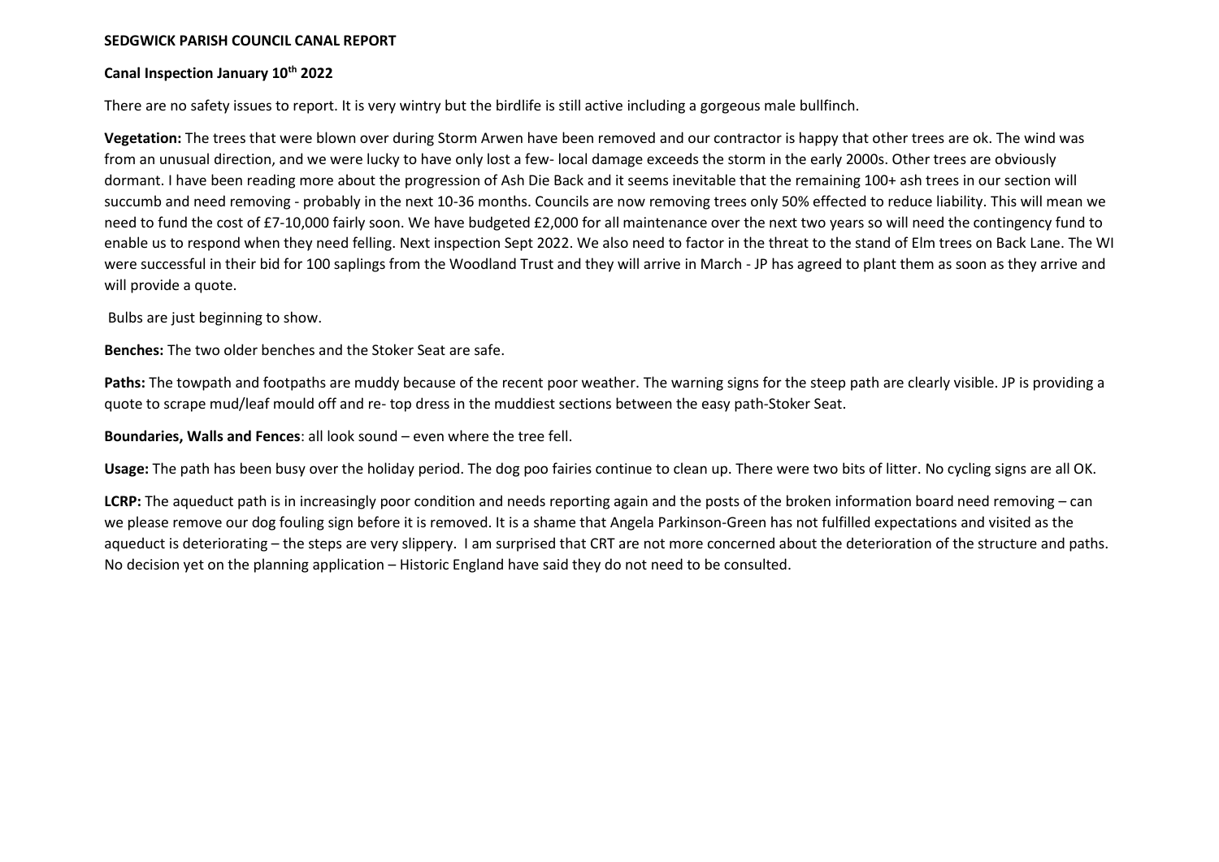**SEDGWICK PARISH COUNCIL CANAL REPORT**

**Canal Inspection January 10th 2022**

There are no safety issues to report. It is very wintry but the birdlife is still active including a gorgeous male bullfinch.

**Vegetation:** The trees that were blown over during Storm Arwen have been removed and our contractor is happy that other trees are ok. The wind was from an unusual direction, and we were lucky to have only lost a few- local damage exceeds the storm in the early 2000s. Other trees are obviously dormant. I have been reading more about the progression of Ash Die Back and it seems inevitable that the remaining 100+ ash trees in our section will succumb and need removing - probably in the next 10-36 months. Councils are now removing trees only 50% effected to reduce liability. This will mean we need to fund the cost of £7-10,000 fairly soon. We have budgeted £2,000 for all maintenance over the next two years so will need the contingency fund to enable us to respond when they need felling. Next inspection Sept 2022. We also need to factor in the threat to the stand of Elm trees on Back Lane. The WI were successful in their bid for 100 saplings from the Woodland Trust and they will arrive in March - JP has agreed to plant them as soon as they arrive and will provide a quote.

Bulbs are just beginning to show.

**Benches:** The two older benches and the Stoker Seat are safe.

**Paths:** The towpath and footpaths are muddy because of the recent poor weather. The warning signs for the steep path are clearly visible. JP is providing a quote to scrape mud/leaf mould off and re- top dress in the muddiest sections between the easy path-Stoker Seat.

**Boundaries, Walls and Fences**: all look sound – even where the tree fell.

**Usage:** The path has been busy over the holiday period. The dog poo fairies continue to clean up. There were two bits of litter. No cycling signs are all OK.

**LCRP:** The aqueduct path is in increasingly poor condition and needs reporting again and the posts of the broken information board need removing – can we please remove our dog fouling sign before it is removed. It is a shame that Angela Parkinson-Green has not fulfilled expectations and visited as the aqueduct is deteriorating – the steps are very slippery. I am surprised that CRT are not more concerned about the deterioration of the structure and paths. No decision yet on the planning application – Historic England have said they do not need to be consulted.